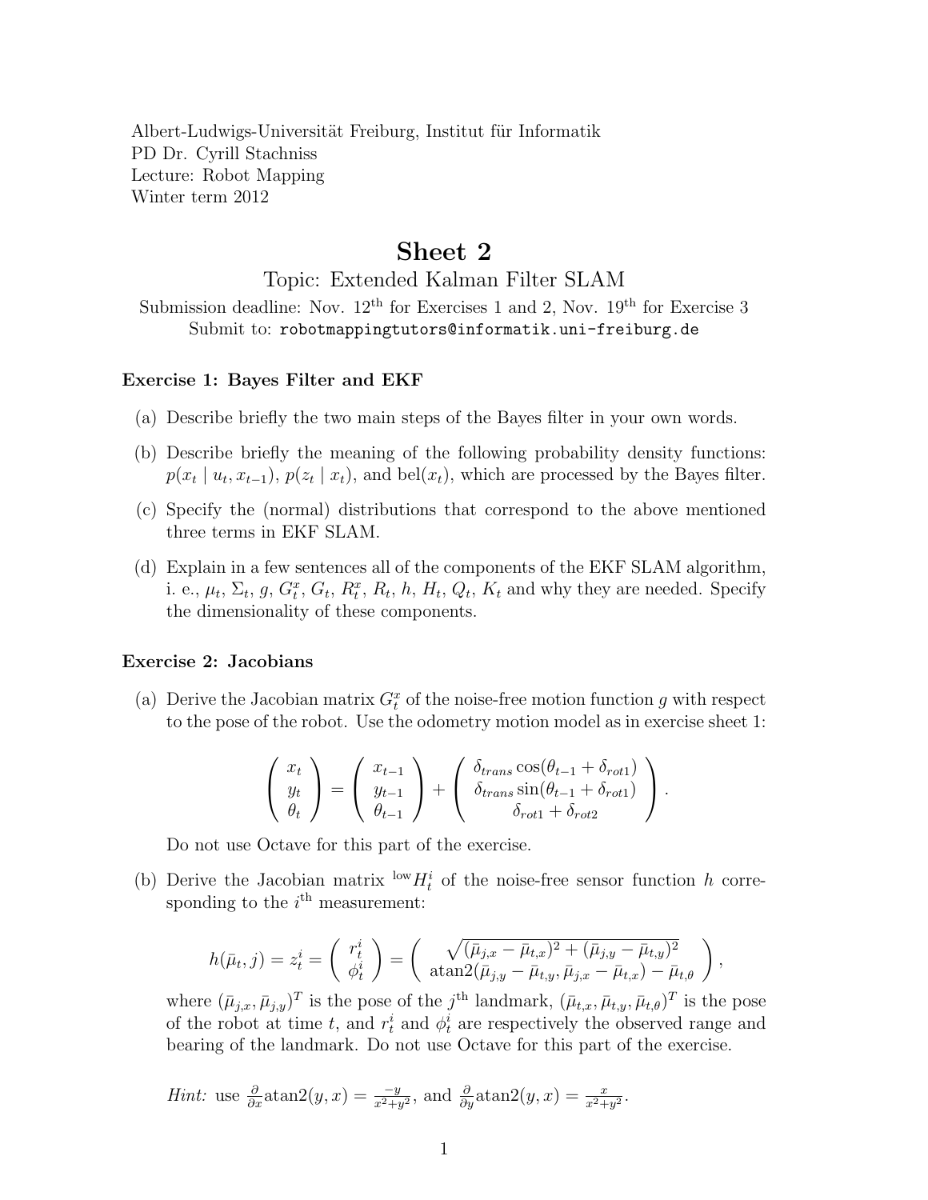Albert-Ludwigs-Universität Freiburg, Institut für Informatik
PD Dr. Cyrill Stachniss
Lecture: Robot Mapping
Winter term 2012

# Sheet 2

## Topic: Extended Kalman Filter SLAM

Submission deadline: Nov. 12th for Exercises 1 and 2, Nov. 19th for Exercise 3
Submit to: `robotmappingtutors@informatik.uni-freiburg.de`

### Exercise 1: Bayes Filter and EKF

(a) Describe briefly the two main steps of the Bayes filter in your own words.

(b) Describe briefly the meaning of the following probability density functions: $p(x_t \mid u_t, x_{t-1})$, $p(z_t \mid x_t)$, and $\text{bel}(x_t)$, which are processed by the Bayes filter.

(c) Specify the (normal) distributions that correspond to the above mentioned three terms in EKF SLAM.

(d) Explain in a few sentences all of the components of the EKF SLAM algorithm, i. e., $\mu_t$, $\Sigma_t$, $g$, $G_t^x$, $G_t$, $R_t^x$, $R_t$, $h$, $H_t$, $Q_t$, $K_t$ and why they are needed. Specify the dimensionality of these components.

### Exercise 2: Jacobians

(a) Derive the Jacobian matrix $G_t^x$ of the noise-free motion function $g$ with respect to the pose of the robot. Use the odometry motion model as in exercise sheet 1:

$$\begin{pmatrix} x_t \\ y_t \\ \theta_t \end{pmatrix} = \begin{pmatrix} x_{t-1} \\ y_{t-1} \\ \theta_{t-1} \end{pmatrix} + \begin{pmatrix} \delta_{trans} \cos(\theta_{t-1} + \delta_{rot1}) \\ \delta_{trans} \sin(\theta_{t-1} + \delta_{rot1}) \\ \delta_{rot1} + \delta_{rot2} \end{pmatrix}.$$

Do not use Octave for this part of the exercise.

(b) Derive the Jacobian matrix ${}^{\text{low}}H_t^i$ of the noise-free sensor function $h$ corresponding to the $i^{\text{th}}$ measurement:

$$h(\bar{\mu}_t, j) = z_t^i = \begin{pmatrix} r_t^i \\ \phi_t^i \end{pmatrix} = \begin{pmatrix} \sqrt{(\bar{\mu}_{j,x} - \bar{\mu}_{t,x})^2 + (\bar{\mu}_{j,y} - \bar{\mu}_{t,y})^2} \\ \text{atan2}(\bar{\mu}_{j,y} - \bar{\mu}_{t,y}, \bar{\mu}_{j,x} - \bar{\mu}_{t,x}) - \bar{\mu}_{t,\theta} \end{pmatrix},$$

where $(\bar{\mu}_{j,x}, \bar{\mu}_{j,y})^T$ is the pose of the $j^{\text{th}}$ landmark, $(\bar{\mu}_{t,x}, \bar{\mu}_{t,y}, \bar{\mu}_{t,\theta})^T$ is the pose of the robot at time $t$, and $r_t^i$ and $\phi_t^i$ are respectively the observed range and bearing of the landmark. Do not use Octave for this part of the exercise.

*Hint:* use $\frac{\partial}{\partial x}\text{atan2}(y, x) = \frac{-y}{x^2+y^2}$, and $\frac{\partial}{\partial y}\text{atan2}(y, x) = \frac{x}{x^2+y^2}$.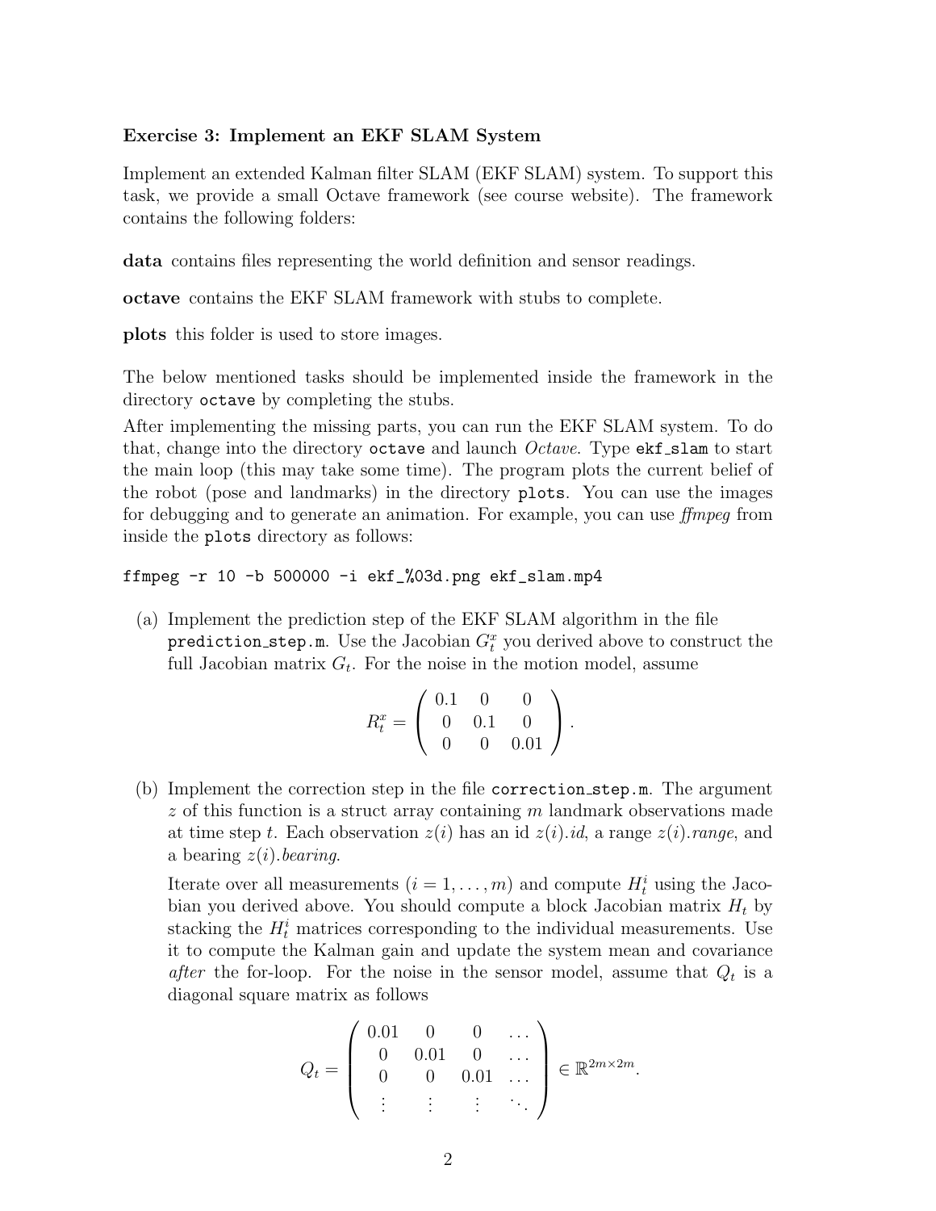**Exercise 3: Implement an EKF SLAM System**

Implement an extended Kalman filter SLAM (EKF SLAM) system. To support this task, we provide a small Octave framework (see course website). The framework contains the following folders:

**data** contains files representing the world definition and sensor readings.

**octave** contains the EKF SLAM framework with stubs to complete.

**plots** this folder is used to store images.

The below mentioned tasks should be implemented inside the framework in the directory `octave` by completing the stubs.

After implementing the missing parts, you can run the EKF SLAM system. To do that, change into the directory `octave` and launch *Octave*. Type `ekf_slam` to start the main loop (this may take some time). The program plots the current belief of the robot (pose and landmarks) in the directory `plots`. You can use the images for debugging and to generate an animation. For example, you can use *ffmpeg* from inside the `plots` directory as follows:

```
ffmpeg -r 10 -b 500000 -i ekf_%03d.png ekf_slam.mp4
```

(a) Implement the prediction step of the EKF SLAM algorithm in the file `prediction_step.m`. Use the Jacobian $G_t^x$ you derived above to construct the full Jacobian matrix $G_t$. For the noise in the motion model, assume

$$R_t^x = \begin{pmatrix} 0.1 & 0 & 0 \\ 0 & 0.1 & 0 \\ 0 & 0 & 0.01 \end{pmatrix}.$$

(b) Implement the correction step in the file `correction_step.m`. The argument $z$ of this function is a struct array containing $m$ landmark observations made at time step $t$. Each observation $z(i)$ has an id $z(i).id$, a range $z(i).range$, and a bearing $z(i).bearing$.

Iterate over all measurements ($i = 1, \ldots, m$) and compute $H_t^i$ using the Jacobian you derived above. You should compute a block Jacobian matrix $H_t$ by stacking the $H_t^i$ matrices corresponding to the individual measurements. Use it to compute the Kalman gain and update the system mean and covariance *after* the for-loop. For the noise in the sensor model, assume that $Q_t$ is a diagonal square matrix as follows

$$Q_t = \begin{pmatrix} 0.01 & 0 & 0 & \ldots \\ 0 & 0.01 & 0 & \ldots \\ 0 & 0 & 0.01 & \ldots \\ \vdots & \vdots & \vdots & \ddots \end{pmatrix} \in \mathbb{R}^{2m \times 2m}.$$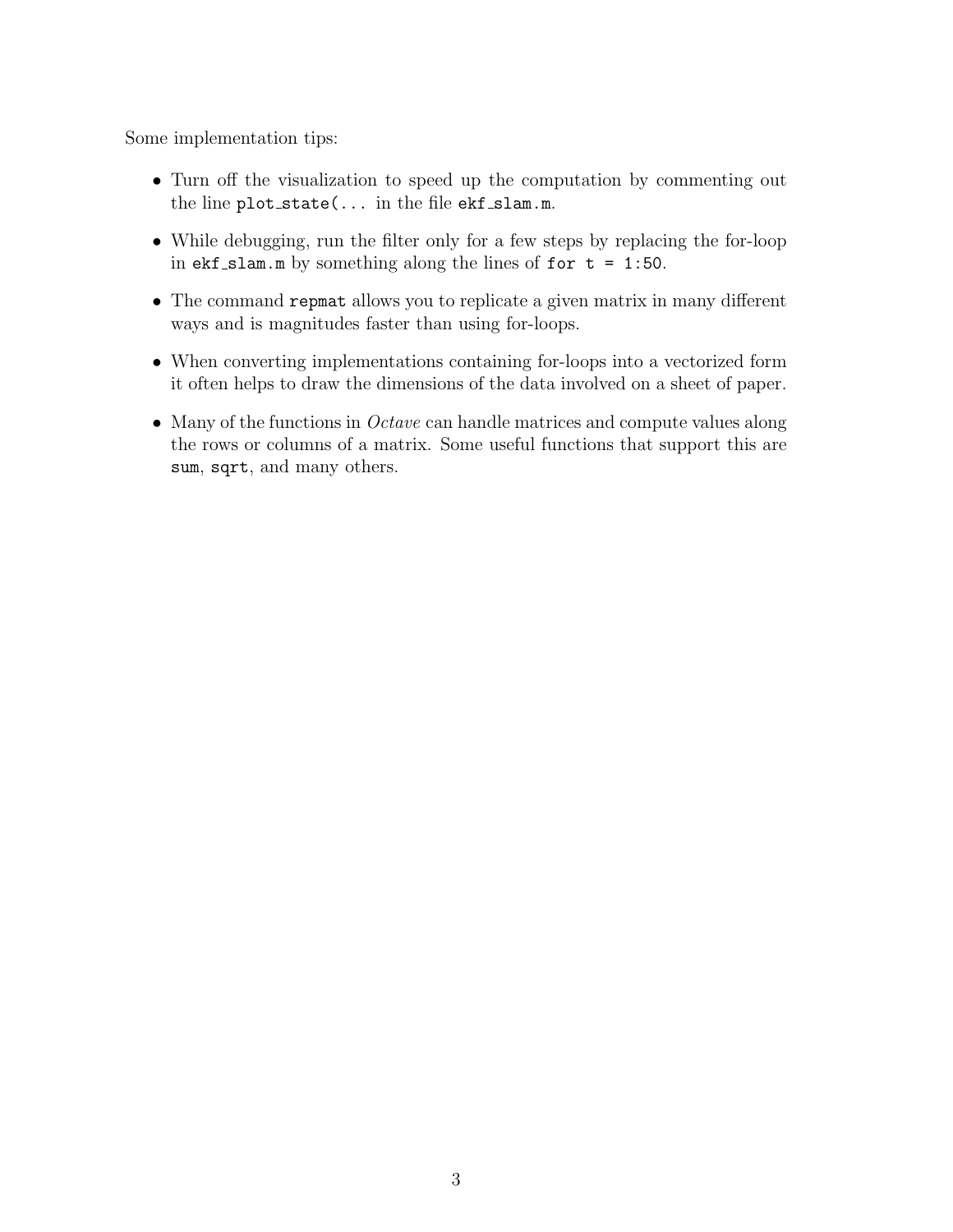Some implementation tips:

- Turn off the visualization to speed up the computation by commenting out the line `plot_state(...` in the file `ekf_slam.m`.
- While debugging, run the filter only for a few steps by replacing the for-loop in `ekf_slam.m` by something along the lines of `for t = 1:50`.
- The command `repmat` allows you to replicate a given matrix in many different ways and is magnitudes faster than using for-loops.
- When converting implementations containing for-loops into a vectorized form it often helps to draw the dimensions of the data involved on a sheet of paper.
- Many of the functions in *Octave* can handle matrices and compute values along the rows or columns of a matrix. Some useful functions that support this are `sum`, `sqrt`, and many others.